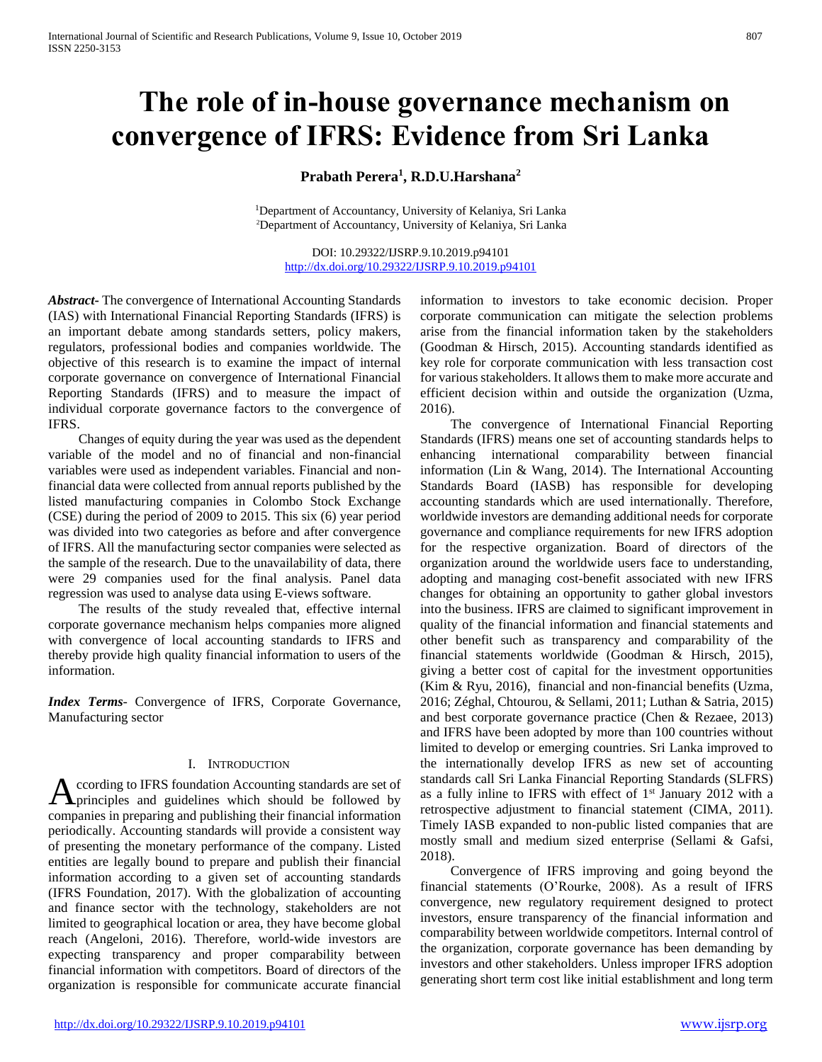# The role of in-house governance mechanism on convergence of IFRS: Evidence from Sri Lanka

**Prabath Perera[1], R.D.U.Harshana[2]**

[1]Department of Accountancy, University of Kelaniya, Sri Lanka
[2]Department of Accountancy, University of Kelaniya, Sri Lanka

DOI: 10.29322/IJSRP.9.10.2019.p94101
http://dx.doi.org/10.29322/IJSRP.9.10.2019.p94101

***Abstract***- The convergence of International Accounting Standards (IAS) with International Financial Reporting Standards (IFRS) is an important debate among standards setters, policy makers, regulators, professional bodies and companies worldwide. The objective of this research is to examine the impact of internal corporate governance on convergence of International Financial Reporting Standards (IFRS) and to measure the impact of individual corporate governance factors to the convergence of IFRS.

Changes of equity during the year was used as the dependent variable of the model and no of financial and non-financial variables were used as independent variables. Financial and non-financial data were collected from annual reports published by the listed manufacturing companies in Colombo Stock Exchange (CSE) during the period of 2009 to 2015. This six (6) year period was divided into two categories as before and after convergence of IFRS. All the manufacturing sector companies were selected as the sample of the research. Due to the unavailability of data, there were 29 companies used for the final analysis. Panel data regression was used to analyse data using E-views software.

The results of the study revealed that, effective internal corporate governance mechanism helps companies more aligned with convergence of local accounting standards to IFRS and thereby provide high quality financial information to users of the information.

***Index Terms***- Convergence of IFRS, Corporate Governance, Manufacturing sector

## I. Introduction

According to IFRS foundation Accounting standards are set of principles and guidelines which should be followed by companies in preparing and publishing their financial information periodically. Accounting standards will provide a consistent way of presenting the monetary performance of the company. Listed entities are legally bound to prepare and publish their financial information according to a given set of accounting standards (IFRS Foundation, 2017). With the globalization of accounting and finance sector with the technology, stakeholders are not limited to geographical location or area, they have become global reach (Angeloni, 2016). Therefore, world-wide investors are expecting transparency and proper comparability between financial information with competitors. Board of directors of the organization is responsible for communicate accurate financial information to investors to take economic decision. Proper corporate communication can mitigate the selection problems arise from the financial information taken by the stakeholders (Goodman & Hirsch, 2015). Accounting standards identified as key role for corporate communication with less transaction cost for various stakeholders. It allows them to make more accurate and efficient decision within and outside the organization (Uzma, 2016).

The convergence of International Financial Reporting Standards (IFRS) means one set of accounting standards helps to enhancing international comparability between financial information (Lin & Wang, 2014). The International Accounting Standards Board (IASB) has responsible for developing accounting standards which are used internationally. Therefore, worldwide investors are demanding additional needs for corporate governance and compliance requirements for new IFRS adoption for the respective organization. Board of directors of the organization around the worldwide users face to understanding, adopting and managing cost-benefit associated with new IFRS changes for obtaining an opportunity to gather global investors into the business. IFRS are claimed to significant improvement in quality of the financial information and financial statements and other benefit such as transparency and comparability of the financial statements worldwide (Goodman & Hirsch, 2015), giving a better cost of capital for the investment opportunities (Kim & Ryu, 2016), financial and non-financial benefits (Uzma, 2016; Zéghal, Chtourou, & Sellami, 2011; Luthan & Satria, 2015) and best corporate governance practice (Chen & Rezaee, 2013) and IFRS have been adopted by more than 100 countries without limited to develop or emerging countries. Sri Lanka improved to the internationally develop IFRS as new set of accounting standards call Sri Lanka Financial Reporting Standards (SLFRS) as a fully inline to IFRS with effect of 1st January 2012 with a retrospective adjustment to financial statement (CIMA, 2011). Timely IASB expanded to non-public listed companies that are mostly small and medium sized enterprise (Sellami & Gafsi, 2018).

Convergence of IFRS improving and going beyond the financial statements (O'Rourke, 2008). As a result of IFRS convergence, new regulatory requirement designed to protect investors, ensure transparency of the financial information and comparability between worldwide competitors. Internal control of the organization, corporate governance has been demanding by investors and other stakeholders. Unless improper IFRS adoption generating short term cost like initial establishment and long term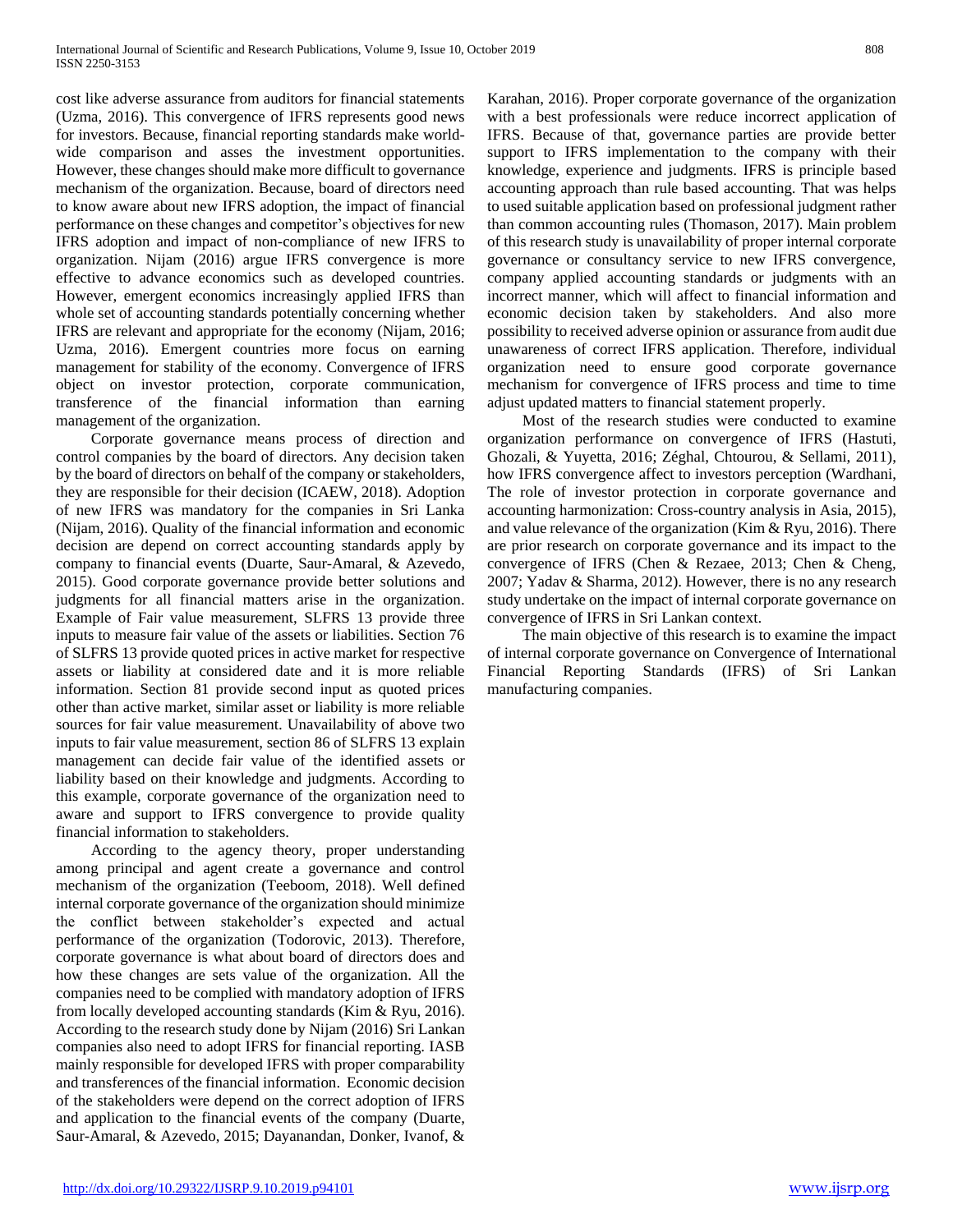cost like adverse assurance from auditors for financial statements (Uzma, 2016). This convergence of IFRS represents good news for investors. Because, financial reporting standards make world-wide comparison and asses the investment opportunities. However, these changes should make more difficult to governance mechanism of the organization. Because, board of directors need to know aware about new IFRS adoption, the impact of financial performance on these changes and competitor's objectives for new IFRS adoption and impact of non-compliance of new IFRS to organization. Nijam (2016) argue IFRS convergence is more effective to advance economics such as developed countries. However, emergent economics increasingly applied IFRS than whole set of accounting standards potentially concerning whether IFRS are relevant and appropriate for the economy (Nijam, 2016; Uzma, 2016). Emergent countries more focus on earning management for stability of the economy. Convergence of IFRS object on investor protection, corporate communication, transference of the financial information than earning management of the organization.

Corporate governance means process of direction and control companies by the board of directors. Any decision taken by the board of directors on behalf of the company or stakeholders, they are responsible for their decision (ICAEW, 2018). Adoption of new IFRS was mandatory for the companies in Sri Lanka (Nijam, 2016). Quality of the financial information and economic decision are depend on correct accounting standards apply by company to financial events (Duarte, Saur-Amaral, & Azevedo, 2015). Good corporate governance provide better solutions and judgments for all financial matters arise in the organization. Example of Fair value measurement, SLFRS 13 provide three inputs to measure fair value of the assets or liabilities. Section 76 of SLFRS 13 provide quoted prices in active market for respective assets or liability at considered date and it is more reliable information. Section 81 provide second input as quoted prices other than active market, similar asset or liability is more reliable sources for fair value measurement. Unavailability of above two inputs to fair value measurement, section 86 of SLFRS 13 explain management can decide fair value of the identified assets or liability based on their knowledge and judgments. According to this example, corporate governance of the organization need to aware and support to IFRS convergence to provide quality financial information to stakeholders.

According to the agency theory, proper understanding among principal and agent create a governance and control mechanism of the organization (Teeboom, 2018). Well defined internal corporate governance of the organization should minimize the conflict between stakeholder's expected and actual performance of the organization (Todorovic, 2013). Therefore, corporate governance is what about board of directors does and how these changes are sets value of the organization. All the companies need to be complied with mandatory adoption of IFRS from locally developed accounting standards (Kim & Ryu, 2016). According to the research study done by Nijam (2016) Sri Lankan companies also need to adopt IFRS for financial reporting. IASB mainly responsible for developed IFRS with proper comparability and transferences of the financial information. Economic decision of the stakeholders were depend on the correct adoption of IFRS and application to the financial events of the company (Duarte, Saur-Amaral, & Azevedo, 2015; Dayanandan, Donker, Ivanof, & Karahan, 2016). Proper corporate governance of the organization with a best professionals were reduce incorrect application of IFRS. Because of that, governance parties are provide better support to IFRS implementation to the company with their knowledge, experience and judgments. IFRS is principle based accounting approach than rule based accounting. That was helps to used suitable application based on professional judgment rather than common accounting rules (Thomason, 2017). Main problem of this research study is unavailability of proper internal corporate governance or consultancy service to new IFRS convergence, company applied accounting standards or judgments with an incorrect manner, which will affect to financial information and economic decision taken by stakeholders. And also more possibility to received adverse opinion or assurance from audit due unawareness of correct IFRS application. Therefore, individual organization need to ensure good corporate governance mechanism for convergence of IFRS process and time to time adjust updated matters to financial statement properly.

Most of the research studies were conducted to examine organization performance on convergence of IFRS (Hastuti, Ghozali, & Yuyetta, 2016; Zéghal, Chtourou, & Sellami, 2011), how IFRS convergence affect to investors perception (Wardhani, The role of investor protection in corporate governance and accounting harmonization: Cross-country analysis in Asia, 2015), and value relevance of the organization (Kim & Ryu, 2016). There are prior research on corporate governance and its impact to the convergence of IFRS (Chen & Rezaee, 2013; Chen & Cheng, 2007; Yadav & Sharma, 2012). However, there is no any research study undertake on the impact of internal corporate governance on convergence of IFRS in Sri Lankan context.

The main objective of this research is to examine the impact of internal corporate governance on Convergence of International Financial Reporting Standards (IFRS) of Sri Lankan manufacturing companies.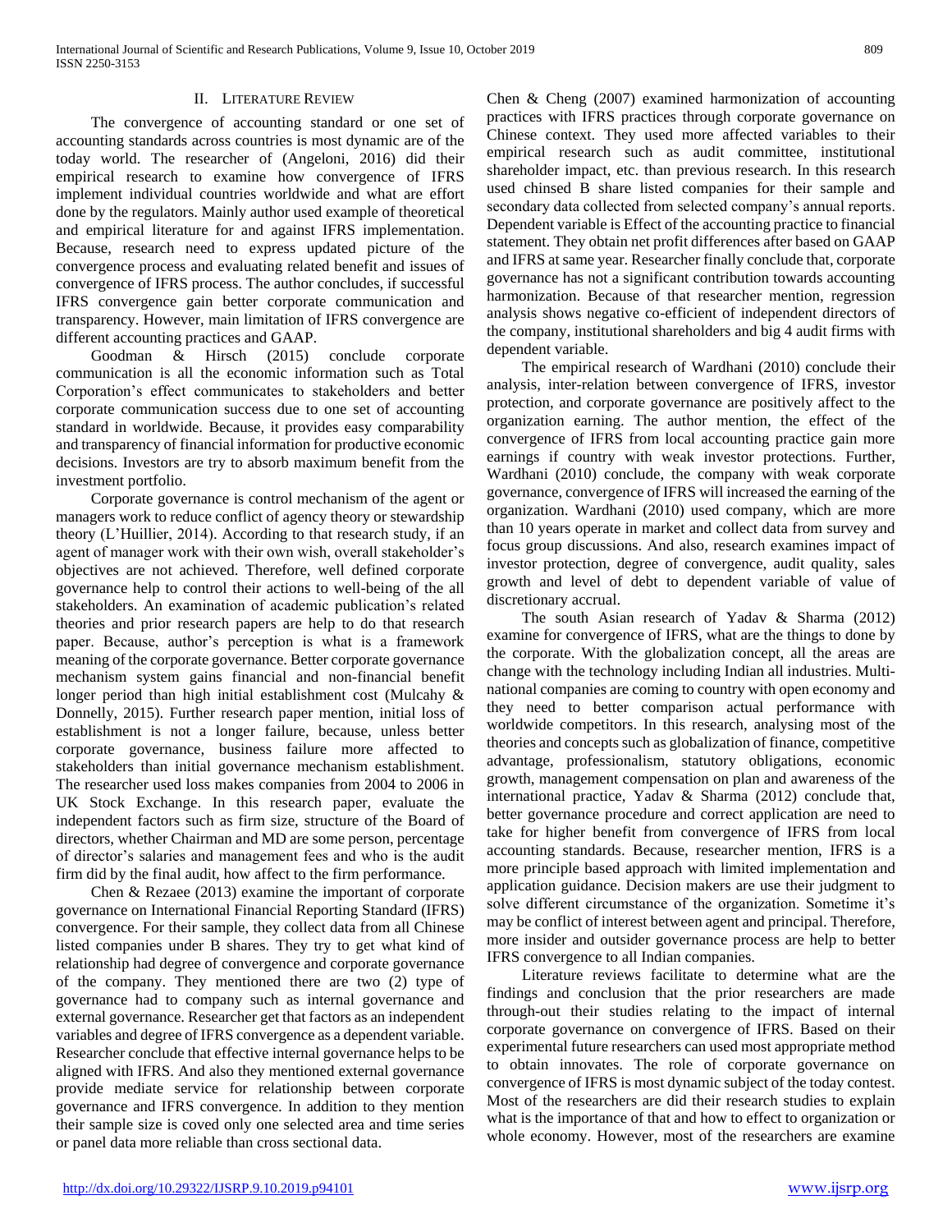## II. LITERATURE REVIEW

The convergence of accounting standard or one set of accounting standards across countries is most dynamic are of the today world. The researcher of (Angeloni, 2016) did their empirical research to examine how convergence of IFRS implement individual countries worldwide and what are effort done by the regulators. Mainly author used example of theoretical and empirical literature for and against IFRS implementation. Because, research need to express updated picture of the convergence process and evaluating related benefit and issues of convergence of IFRS process. The author concludes, if successful IFRS convergence gain better corporate communication and transparency. However, main limitation of IFRS convergence are different accounting practices and GAAP.

Goodman & Hirsch (2015) conclude corporate communication is all the economic information such as Total Corporation's effect communicates to stakeholders and better corporate communication success due to one set of accounting standard in worldwide. Because, it provides easy comparability and transparency of financial information for productive economic decisions. Investors are try to absorb maximum benefit from the investment portfolio.

Corporate governance is control mechanism of the agent or managers work to reduce conflict of agency theory or stewardship theory (L'Huillier, 2014). According to that research study, if an agent of manager work with their own wish, overall stakeholder's objectives are not achieved. Therefore, well defined corporate governance help to control their actions to well-being of the all stakeholders. An examination of academic publication's related theories and prior research papers are help to do that research paper. Because, author's perception is what is a framework meaning of the corporate governance. Better corporate governance mechanism system gains financial and non-financial benefit longer period than high initial establishment cost (Mulcahy & Donnelly, 2015). Further research paper mention, initial loss of establishment is not a longer failure, because, unless better corporate governance, business failure more affected to stakeholders than initial governance mechanism establishment. The researcher used loss makes companies from 2004 to 2006 in UK Stock Exchange. In this research paper, evaluate the independent factors such as firm size, structure of the Board of directors, whether Chairman and MD are some person, percentage of director's salaries and management fees and who is the audit firm did by the final audit, how affect to the firm performance.

Chen & Rezaee (2013) examine the important of corporate governance on International Financial Reporting Standard (IFRS) convergence. For their sample, they collect data from all Chinese listed companies under B shares. They try to get what kind of relationship had degree of convergence and corporate governance of the company. They mentioned there are two (2) type of governance had to company such as internal governance and external governance. Researcher get that factors as an independent variables and degree of IFRS convergence as a dependent variable. Researcher conclude that effective internal governance helps to be aligned with IFRS. And also they mentioned external governance provide mediate service for relationship between corporate governance and IFRS convergence. In addition to they mention their sample size is coved only one selected area and time series or panel data more reliable than cross sectional data.

Chen & Cheng (2007) examined harmonization of accounting practices with IFRS practices through corporate governance on Chinese context. They used more affected variables to their empirical research such as audit committee, institutional shareholder impact, etc. than previous research. In this research used chinsed B share listed companies for their sample and secondary data collected from selected company's annual reports. Dependent variable is Effect of the accounting practice to financial statement. They obtain net profit differences after based on GAAP and IFRS at same year. Researcher finally conclude that, corporate governance has not a significant contribution towards accounting harmonization. Because of that researcher mention, regression analysis shows negative co-efficient of independent directors of the company, institutional shareholders and big 4 audit firms with dependent variable.

The empirical research of Wardhani (2010) conclude their analysis, inter-relation between convergence of IFRS, investor protection, and corporate governance are positively affect to the organization earning. The author mention, the effect of the convergence of IFRS from local accounting practice gain more earnings if country with weak investor protections. Further, Wardhani (2010) conclude, the company with weak corporate governance, convergence of IFRS will increased the earning of the organization. Wardhani (2010) used company, which are more than 10 years operate in market and collect data from survey and focus group discussions. And also, research examines impact of investor protection, degree of convergence, audit quality, sales growth and level of debt to dependent variable of value of discretionary accrual.

The south Asian research of Yadav & Sharma (2012) examine for convergence of IFRS, what are the things to done by the corporate. With the globalization concept, all the areas are change with the technology including Indian all industries. Multi-national companies are coming to country with open economy and they need to better comparison actual performance with worldwide competitors. In this research, analysing most of the theories and concepts such as globalization of finance, competitive advantage, professionalism, statutory obligations, economic growth, management compensation on plan and awareness of the international practice, Yadav & Sharma (2012) conclude that, better governance procedure and correct application are need to take for higher benefit from convergence of IFRS from local accounting standards. Because, researcher mention, IFRS is a more principle based approach with limited implementation and application guidance. Decision makers are use their judgment to solve different circumstance of the organization. Sometime it's may be conflict of interest between agent and principal. Therefore, more insider and outsider governance process are help to better IFRS convergence to all Indian companies.

Literature reviews facilitate to determine what are the findings and conclusion that the prior researchers are made through-out their studies relating to the impact of internal corporate governance on convergence of IFRS. Based on their experimental future researchers can used most appropriate method to obtain innovates. The role of corporate governance on convergence of IFRS is most dynamic subject of the today contest. Most of the researchers are did their research studies to explain what is the importance of that and how to effect to organization or whole economy. However, most of the researchers are examine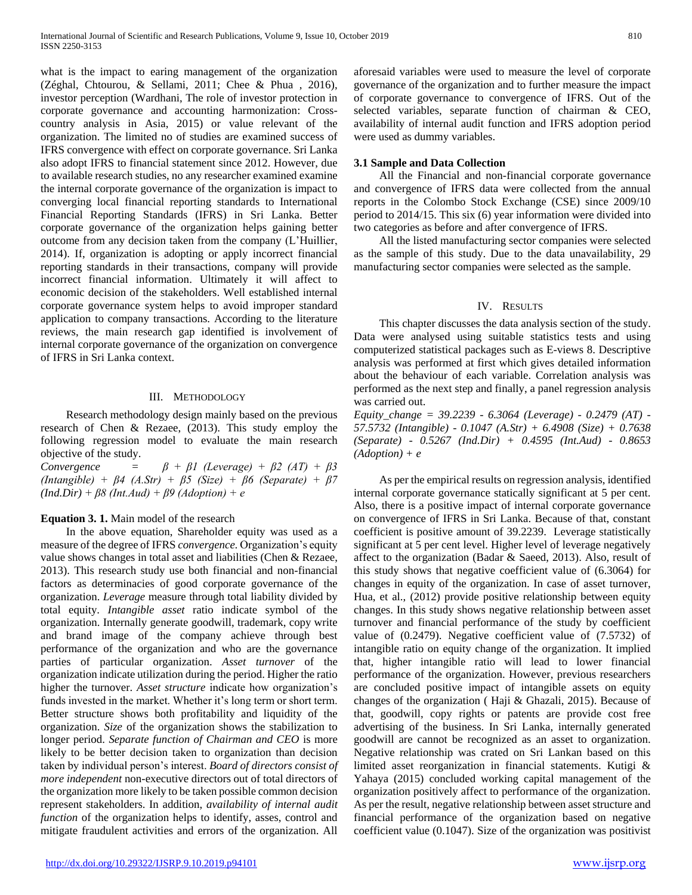what is the impact to earing management of the organization (Zéghal, Chtourou, & Sellami, 2011; Chee & Phua , 2016), investor perception (Wardhani, The role of investor protection in corporate governance and accounting harmonization: Cross-country analysis in Asia, 2015) or value relevant of the organization. The limited no of studies are examined success of IFRS convergence with effect on corporate governance. Sri Lanka also adopt IFRS to financial statement since 2012. However, due to available research studies, no any researcher examined examine the internal corporate governance of the organization is impact to converging local financial reporting standards to International Financial Reporting Standards (IFRS) in Sri Lanka. Better corporate governance of the organization helps gaining better outcome from any decision taken from the company (L'Huillier, 2014). If, organization is adopting or apply incorrect financial reporting standards in their transactions, company will provide incorrect financial information. Ultimately it will affect to economic decision of the stakeholders. Well established internal corporate governance system helps to avoid improper standard application to company transactions. According to the literature reviews, the main research gap identified is involvement of internal corporate governance of the organization on convergence of IFRS in Sri Lanka context.

## III. Methodology

Research methodology design mainly based on the previous research of Chen & Rezaee, (2013). This study employ the following regression model to evaluate the main research objective of the study.

$$Convergence = \beta + \beta 1\ (Leverage) + \beta 2\ (AT) + \beta 3\ (Intangible) + \beta 4\ (A.Str) + \beta 5\ (Size) + \beta 6\ (Separate) + \beta 7\ (Ind.Dir) + \beta 8\ (Int.Aud) + \beta 9\ (Adoption) + e$$

**Equation 3. 1.** Main model of the research

In the above equation, Shareholder equity was used as a measure of the degree of IFRS *convergence*. Organization's equity value shows changes in total asset and liabilities (Chen & Rezaee, 2013). This research study use both financial and non-financial factors as determinacies of good corporate governance of the organization. *Leverage* measure through total liability divided by total equity. *Intangible asset* ratio indicate symbol of the organization. Internally generate goodwill, trademark, copy write and brand image of the company achieve through best performance of the organization and who are the governance parties of particular organization. *Asset turnover* of the organization indicate utilization during the period. Higher the ratio higher the turnover. *Asset structure* indicate how organization's funds invested in the market. Whether it's long term or short term. Better structure shows both profitability and liquidity of the organization. *Size* of the organization shows the stabilization to longer period. *Separate function of Chairman and CEO* is more likely to be better decision taken to organization than decision taken by individual person's interest. *Board of directors consist of more independent* non-executive directors out of total directors of the organization more likely to be taken possible common decision represent stakeholders. In addition, *availability of internal audit function* of the organization helps to identify, asses, control and mitigate fraudulent activities and errors of the organization. All aforesaid variables were used to measure the level of corporate governance of the organization and to further measure the impact of corporate governance to convergence of IFRS. Out of the selected variables, separate function of chairman & CEO, availability of internal audit function and IFRS adoption period were used as dummy variables.

### 3.1 Sample and Data Collection

All the Financial and non-financial corporate governance and convergence of IFRS data were collected from the annual reports in the Colombo Stock Exchange (CSE) since 2009/10 period to 2014/15. This six (6) year information were divided into two categories as before and after convergence of IFRS.

All the listed manufacturing sector companies were selected as the sample of this study. Due to the data unavailability, 29 manufacturing sector companies were selected as the sample.

## IV. Results

This chapter discusses the data analysis section of the study. Data were analysed using suitable statistics tests and using computerized statistical packages such as E-views 8. Descriptive analysis was performed at first which gives detailed information about the behaviour of each variable. Correlation analysis was performed as the next step and finally, a panel regression analysis was carried out.

$$Equity\_change = 39.2239 - 6.3064\ (Leverage) - 0.2479\ (AT) - 57.5732\ (Intangible) - 0.1047\ (A.Str) + 6.4908\ (Size) + 0.7638\ (Separate) - 0.5267\ (Ind.Dir) + 0.4595\ (Int.Aud) - 0.8653\ (Adoption) + e$$

As per the empirical results on regression analysis, identified internal corporate governance statically significant at 5 per cent. Also, there is a positive impact of internal corporate governance on convergence of IFRS in Sri Lanka. Because of that, constant coefficient is positive amount of 39.2239. Leverage statistically significant at 5 per cent level. Higher level of leverage negatively affect to the organization (Badar & Saeed, 2013). Also, result of this study shows that negative coefficient value of (6.3064) for changes in equity of the organization. In case of asset turnover, Hua, et al., (2012) provide positive relationship between equity changes. In this study shows negative relationship between asset turnover and financial performance of the study by coefficient value of (0.2479). Negative coefficient value of (7.5732) of intangible ratio on equity change of the organization. It implied that, higher intangible ratio will lead to lower financial performance of the organization. However, previous researchers are concluded positive impact of intangible assets on equity changes of the organization ( Haji & Ghazali, 2015). Because of that, goodwill, copy rights or patents are provide cost free advertising of the business. In Sri Lanka, internally generated goodwill are cannot be recognized as an asset to organization. Negative relationship was crated on Sri Lankan based on this limited asset reorganization in financial statements. Kutigi & Yahaya (2015) concluded working capital management of the organization positively affect to performance of the organization. As per the result, negative relationship between asset structure and financial performance of the organization based on negative coefficient value (0.1047). Size of the organization was positivist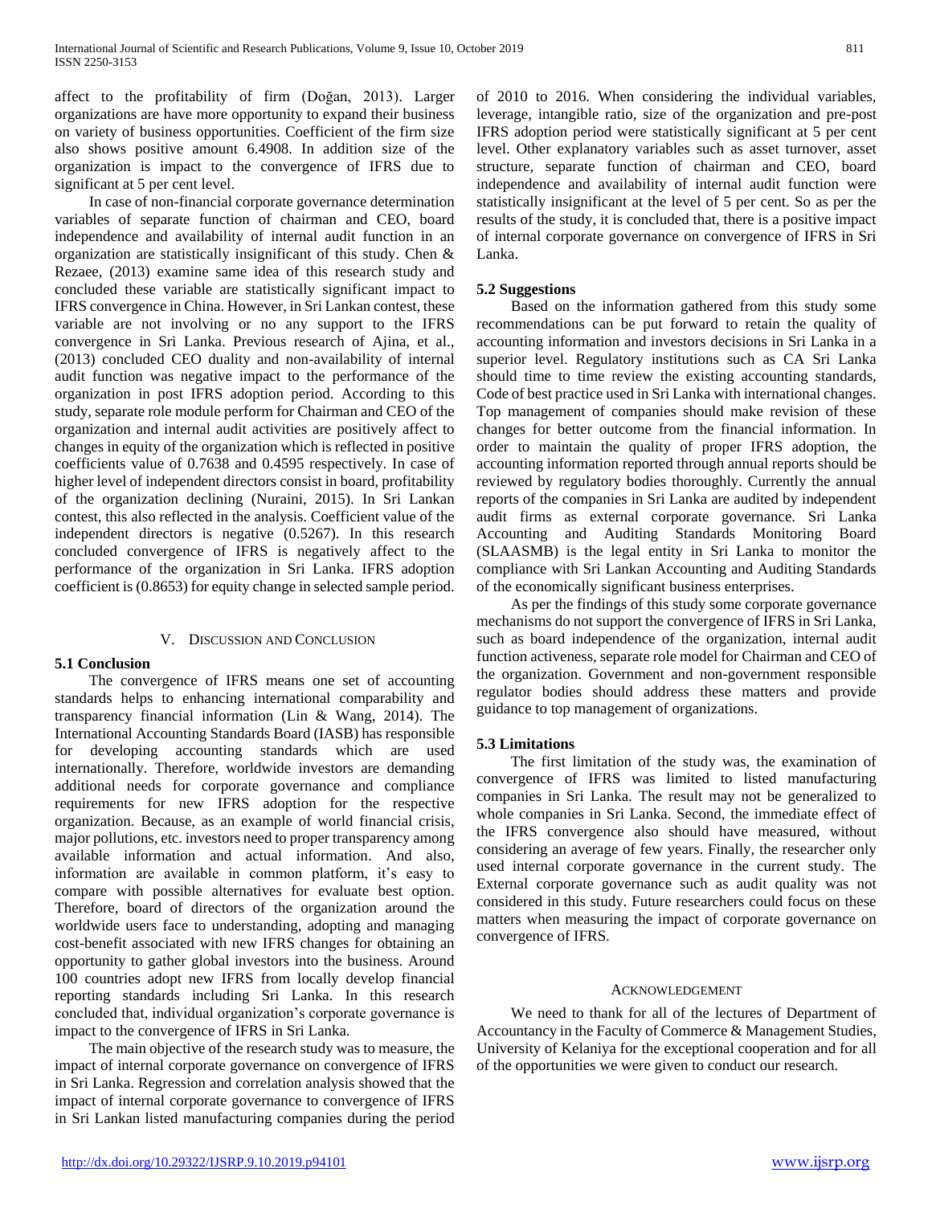affect to the profitability of firm (Doğan, 2013). Larger organizations are have more opportunity to expand their business on variety of business opportunities. Coefficient of the firm size also shows positive amount 6.4908. In addition size of the organization is impact to the convergence of IFRS due to significant at 5 per cent level.

In case of non-financial corporate governance determination variables of separate function of chairman and CEO, board independence and availability of internal audit function in an organization are statistically insignificant of this study. Chen & Rezaee, (2013) examine same idea of this research study and concluded these variable are statistically significant impact to IFRS convergence in China. However, in Sri Lankan contest, these variable are not involving or no any support to the IFRS convergence in Sri Lanka. Previous research of Ajina, et al., (2013) concluded CEO duality and non-availability of internal audit function was negative impact to the performance of the organization in post IFRS adoption period. According to this study, separate role module perform for Chairman and CEO of the organization and internal audit activities are positively affect to changes in equity of the organization which is reflected in positive coefficients value of 0.7638 and 0.4595 respectively. In case of higher level of independent directors consist in board, profitability of the organization declining (Nuraini, 2015). In Sri Lankan contest, this also reflected in the analysis. Coefficient value of the independent directors is negative (0.5267). In this research concluded convergence of IFRS is negatively affect to the performance of the organization in Sri Lanka. IFRS adoption coefficient is (0.8653) for equity change in selected sample period.

## V. Discussion and Conclusion

### 5.1 Conclusion

The convergence of IFRS means one set of accounting standards helps to enhancing international comparability and transparency financial information (Lin & Wang, 2014). The International Accounting Standards Board (IASB) has responsible for developing accounting standards which are used internationally. Therefore, worldwide investors are demanding additional needs for corporate governance and compliance requirements for new IFRS adoption for the respective organization. Because, as an example of world financial crisis, major pollutions, etc. investors need to proper transparency among available information and actual information. And also, information are available in common platform, it's easy to compare with possible alternatives for evaluate best option. Therefore, board of directors of the organization around the worldwide users face to understanding, adopting and managing cost-benefit associated with new IFRS changes for obtaining an opportunity to gather global investors into the business. Around 100 countries adopt new IFRS from locally develop financial reporting standards including Sri Lanka. In this research concluded that, individual organization's corporate governance is impact to the convergence of IFRS in Sri Lanka.

The main objective of the research study was to measure, the impact of internal corporate governance on convergence of IFRS in Sri Lanka. Regression and correlation analysis showed that the impact of internal corporate governance to convergence of IFRS in Sri Lankan listed manufacturing companies during the period of 2010 to 2016. When considering the individual variables, leverage, intangible ratio, size of the organization and pre-post IFRS adoption period were statistically significant at 5 per cent level. Other explanatory variables such as asset turnover, asset structure, separate function of chairman and CEO, board independence and availability of internal audit function were statistically insignificant at the level of 5 per cent. So as per the results of the study, it is concluded that, there is a positive impact of internal corporate governance on convergence of IFRS in Sri Lanka.

### 5.2 Suggestions

Based on the information gathered from this study some recommendations can be put forward to retain the quality of accounting information and investors decisions in Sri Lanka in a superior level. Regulatory institutions such as CA Sri Lanka should time to time review the existing accounting standards, Code of best practice used in Sri Lanka with international changes. Top management of companies should make revision of these changes for better outcome from the financial information. In order to maintain the quality of proper IFRS adoption, the accounting information reported through annual reports should be reviewed by regulatory bodies thoroughly. Currently the annual reports of the companies in Sri Lanka are audited by independent audit firms as external corporate governance. Sri Lanka Accounting and Auditing Standards Monitoring Board (SLAASMB) is the legal entity in Sri Lanka to monitor the compliance with Sri Lankan Accounting and Auditing Standards of the economically significant business enterprises.

As per the findings of this study some corporate governance mechanisms do not support the convergence of IFRS in Sri Lanka, such as board independence of the organization, internal audit function activeness, separate role model for Chairman and CEO of the organization. Government and non-government responsible regulator bodies should address these matters and provide guidance to top management of organizations.

### 5.3 Limitations

The first limitation of the study was, the examination of convergence of IFRS was limited to listed manufacturing companies in Sri Lanka. The result may not be generalized to whole companies in Sri Lanka. Second, the immediate effect of the IFRS convergence also should have measured, without considering an average of few years. Finally, the researcher only used internal corporate governance in the current study. The External corporate governance such as audit quality was not considered in this study. Future researchers could focus on these matters when measuring the impact of corporate governance on convergence of IFRS.

## Acknowledgement

We need to thank for all of the lectures of Department of Accountancy in the Faculty of Commerce & Management Studies, University of Kelaniya for the exceptional cooperation and for all of the opportunities we were given to conduct our research.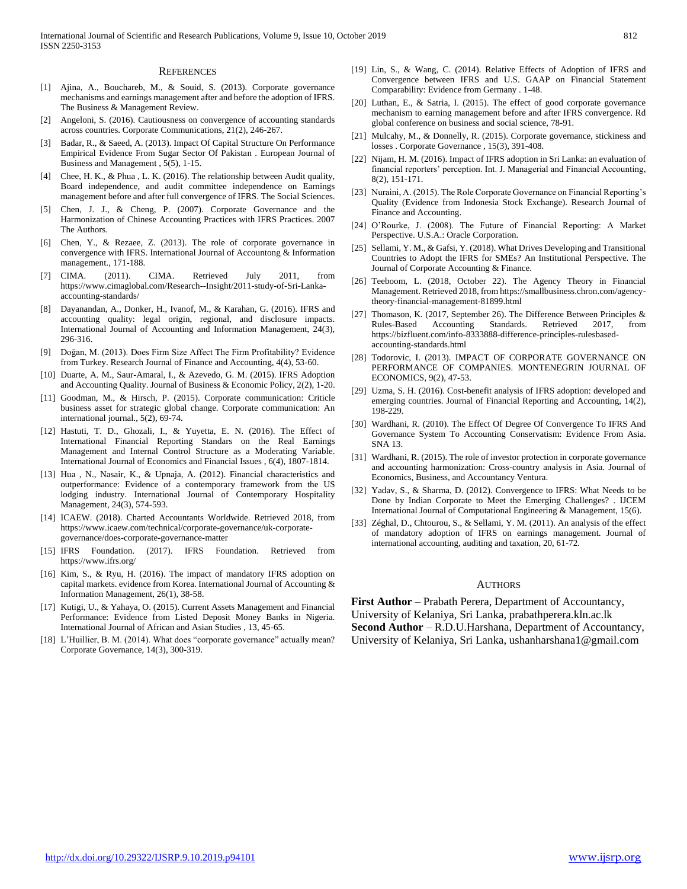## REFERENCES

[1] Ajina, A., Bouchareb, M., & Souid, S. (2013). Corporate governance mechanisms and earnings management after and before the adoption of IFRS. The Business & Management Review.

[2] Angeloni, S. (2016). Cautiousness on convergence of accounting standards across countries. Corporate Communications, 21(2), 246-267.

[3] Badar, R., & Saeed, A. (2013). Impact Of Capital Structure On Performance Empirical Evidence From Sugar Sector Of Pakistan . European Journal of Business and Management , 5(5), 1-15.

[4] Chee, H. K., & Phua , L. K. (2016). The relationship between Audit quality, Board independence, and audit committee independence on Earnings management before and after full convergence of IFRS. The Social Sciences.

[5] Chen, J. J., & Cheng, P. (2007). Corporate Governance and the Harmonization of Chinese Accounting Practices with IFRS Practices. 2007 The Authors.

[6] Chen, Y., & Rezaee, Z. (2013). The role of corporate governance in convergence with IFRS. International Journal of Accountong & Information management., 171-188.

[7] CIMA. (2011). CIMA. Retrieved July 2011, from https://www.cimaglobal.com/Research--Insight/2011-study-of-Sri-Lanka-accounting-standards/

[8] Dayanandan, A., Donker, H., Ivanof, M., & Karahan, G. (2016). IFRS and accounting quality: legal origin, regional, and disclosure impacts. International Journal of Accounting and Information Management, 24(3), 296-316.

[9] Doğan, M. (2013). Does Firm Size Affect The Firm Profitability? Evidence from Turkey. Research Journal of Finance and Accounting, 4(4), 53-60.

[10] Duarte, A. M., Saur-Amaral, I., & Azevedo, G. M. (2015). IFRS Adoption and Accounting Quality. Journal of Business & Economic Policy, 2(2), 1-20.

[11] Goodman, M., & Hirsch, P. (2015). Corporate communication: Criticle business asset for strategic global change. Corporate communication: An international journal., 5(2), 69-74.

[12] Hastuti, T. D., Ghozali, I., & Yuyetta, E. N. (2016). The Effect of International Financial Reporting Standars on the Real Earnings Management and Internal Control Structure as a Moderating Variable. International Journal of Economics and Financial Issues , 6(4), 1807-1814.

[13] Hua , N., Nasair, K., & Upnaja, A. (2012). Financial characteristics and outperformance: Evidence of a contemporary framework from the US lodging industry. International Journal of Contemporary Hospitality Management, 24(3), 574-593.

[14] ICAEW. (2018). Charted Accountants Worldwide. Retrieved 2018, from https://www.icaew.com/technical/corporate-governance/uk-corporate-governance/does-corporate-governance-matter

[15] IFRS Foundation. (2017). IFRS Foundation. Retrieved from https://www.ifrs.org/

[16] Kim, S., & Ryu, H. (2016). The impact of mandatory IFRS adoption on capital markets. evidence from Korea. International Journal of Accounting & Information Management, 26(1), 38-58.

[17] Kutigi, U., & Yahaya, O. (2015). Current Assets Management and Financial Performance: Evidence from Listed Deposit Money Banks in Nigeria. International Journal of African and Asian Studies , 13, 45-65.

[18] L'Huillier, B. M. (2014). What does "corporate governance" actually mean? Corporate Governance, 14(3), 300-319.

[19] Lin, S., & Wang, C. (2014). Relative Effects of Adoption of IFRS and Convergence between IFRS and U.S. GAAP on Financial Statement Comparability: Evidence from Germany . 1-48.

[20] Luthan, E., & Satria, I. (2015). The effect of good corporate governance mechanism to earning management before and after IFRS convergence. Rd global conference on business and social science, 78-91.

[21] Mulcahy, M., & Donnelly, R. (2015). Corporate governance, stickiness and losses . Corporate Governance , 15(3), 391-408.

[22] Nijam, H. M. (2016). Impact of IFRS adoption in Sri Lanka: an evaluation of financial reporters' perception. Int. J. Managerial and Financial Accounting, 8(2), 151-171.

[23] Nuraini, A. (2015). The Role Corporate Governance on Financial Reporting's Quality (Evidence from Indonesia Stock Exchange). Research Journal of Finance and Accounting.

[24] O'Rourke, J. (2008). The Future of Financial Reporting: A Market Perspective. U.S.A.: Oracle Corporation.

[25] Sellami, Y. M., & Gafsi, Y. (2018). What Drives Developing and Transitional Countries to Adopt the IFRS for SMEs? An Institutional Perspective. The Journal of Corporate Accounting & Finance.

[26] Teeboom, L. (2018, October 22). The Agency Theory in Financial Management. Retrieved 2018, from https://smallbusiness.chron.com/agency-theory-financial-management-81899.html

[27] Thomason, K. (2017, September 26). The Difference Between Principles & Rules-Based Accounting Standards. Retrieved 2017, from https://bizfluent.com/info-8333888-difference-principles-rulesbased-accounting-standards.html

[28] Todorovic, I. (2013). IMPACT OF CORPORATE GOVERNANCE ON PERFORMANCE OF COMPANIES. MONTENEGRIN JOURNAL OF ECONOMICS, 9(2), 47-53.

[29] Uzma, S. H. (2016). Cost-benefit analysis of IFRS adoption: developed and emerging countries. Journal of Financial Reporting and Accounting, 14(2), 198-229.

[30] Wardhani, R. (2010). The Effect Of Degree Of Convergence To IFRS And Governance System To Accounting Conservatism: Evidence From Asia. SNA 13.

[31] Wardhani, R. (2015). The role of investor protection in corporate governance and accounting harmonization: Cross-country analysis in Asia. Journal of Economics, Business, and Accountancy Ventura.

[32] Yadav, S., & Sharma, D. (2012). Convergence to IFRS: What Needs to be Done by Indian Corporate to Meet the Emerging Challenges? . IJCEM International Journal of Computational Engineering & Management, 15(6).

[33] Zéghal, D., Chtourou, S., & Sellami, Y. M. (2011). An analysis of the effect of mandatory adoption of IFRS on earnings management. Journal of international accounting, auditing and taxation, 20, 61-72.

## AUTHORS

**First Author** – Prabath Perera, Department of Accountancy, University of Kelaniya, Sri Lanka, prabathperera.kln.ac.lk

**Second Author** – R.D.U.Harshana, Department of Accountancy, University of Kelaniya, Sri Lanka, ushanharshana1@gmail.com